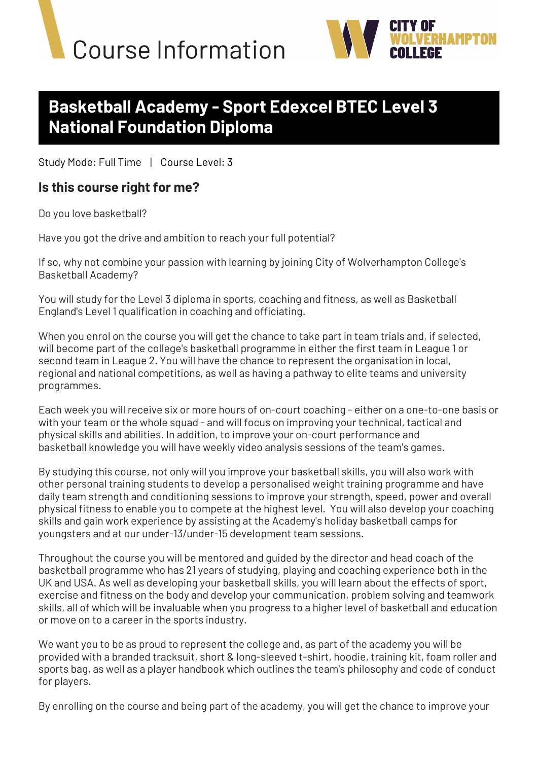# Course Information

CITY OF WOLVERHAMPTON COLLEGE

## Basketball Academy - Sport Edexcel BTEC Level 3 National Foundation Diploma

Study Mode: Full Time | Course Level: 3

### Is this course right for me?

Do you love basketball?

Have you got the drive and ambition to reach your full potential?

If so, why not combine your passion with learning by joining City of Wolverhampton College's Basketball Academy?

You will study for the Level 3 diploma in sports, coaching and fitness, as well as Basketball England's Level 1 qualification in coaching and officiating.

When you enrol on the course you will get the chance to take part in team trials and, if selected, will become part of the college's basketball programme in either the first team in League 1 or second team in League 2. You will have the chance to represent the organisation in local, regional and national competitions, as well as having a pathway to elite teams and university programmes.

Each week you will receive six or more hours of on-court coaching - either on a one-to-one basis or with your team or the whole squad - and will focus on improving your technical, tactical and physical skills and abilities. In addition, to improve your on-court performance and basketball knowledge you will have weekly video analysis sessions of the team's games.

By studying this course, not only will you improve your basketball skills, you will also work with other personal training students to develop a personalised weight training programme and have daily team strength and conditioning sessions to improve your strength, speed, power and overall physical fitness to enable you to compete at the highest level. You will also develop your coaching skills and gain work experience by assisting at the Academy's holiday basketball camps for youngsters and at our under-13/under-15 development team sessions.

Throughout the course you will be mentored and guided by the director and head coach of the basketball programme who has 21 years of studying, playing and coaching experience both in the UK and USA. As well as developing your basketball skills, you will learn about the effects of sport, exercise and fitness on the body and develop your communication, problem solving and teamwork skills, all of which will be invaluable when you progress to a higher level of basketball and education or move on to a career in the sports industry.

We want you to be as proud to represent the college and, as part of the academy you will be provided with a branded tracksuit, short & long-sleeved t-shirt, hoodie, training kit, foam roller and sports bag, as well as a player handbook which outlines the team's philosophy and code of conduct for players.

By enrolling on the course and being part of the academy, you will get the chance to improve your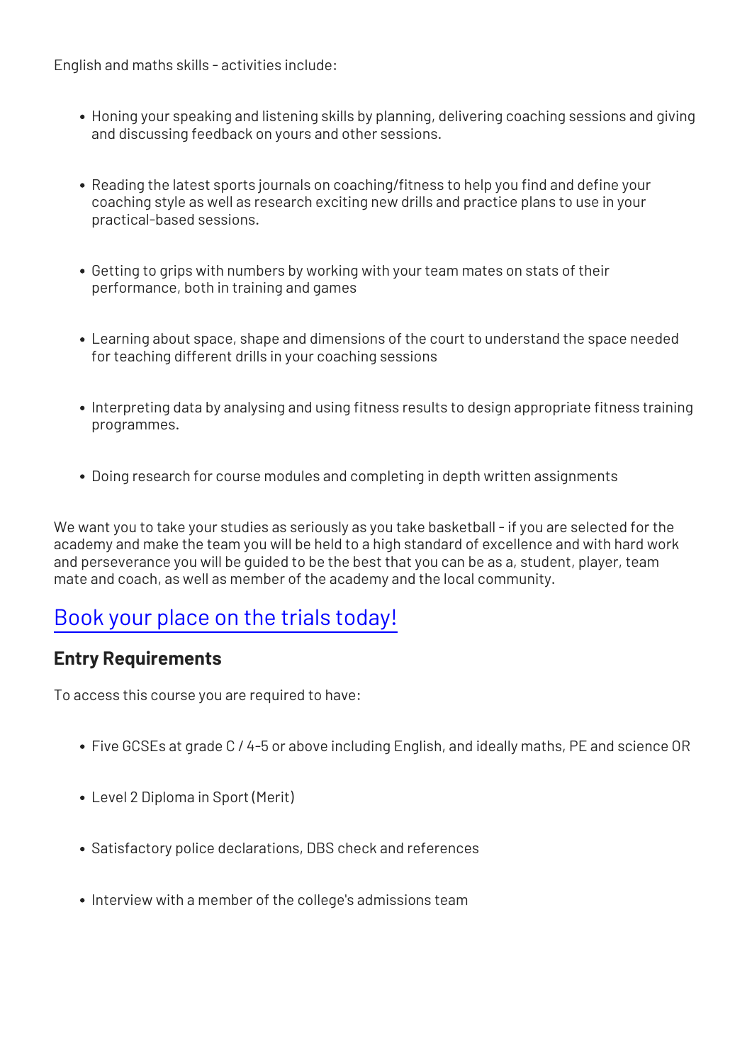English and maths skills - activities include:

- Honing your speaking and listening skills by planning, delivering coaching sessions and giving and discussing feedback on yours and other sessions.
- Reading the latest sports journals on coaching/fitness to help you find and define your coaching style as well as research exciting new drills and practice plans to use in your practical-based sessions.
- Getting to grips with numbers by working with your team mates on stats of their performance, both in training and games
- Learning about space, shape and dimensions of the court to understand the space needed for teaching different drills in your coaching sessions
- Interpreting data by analysing and using fitness results to design appropriate fitness training programmes.
- Doing research for course modules and completing in depth written assignments

We want you to take your studies as seriously as you take basketball - if you are selected for the academy and make the team you will be held to a high standard of excellence and with hard work and perseverance you will be guided to be the best that you can be as a, student, player, team mate and coach, as well as member of the academy and the local community.

## Book your place on the trials today!

### Entry Requirements

To access this course you are required to have:

- Five GCSEs at grade C / 4-5 or above including English, and ideally maths, PE and science OR
- Level 2 Diploma in Sport (Merit)
- Satisfactory police declarations, DBS check and references
- Interview with a member of the college's admissions team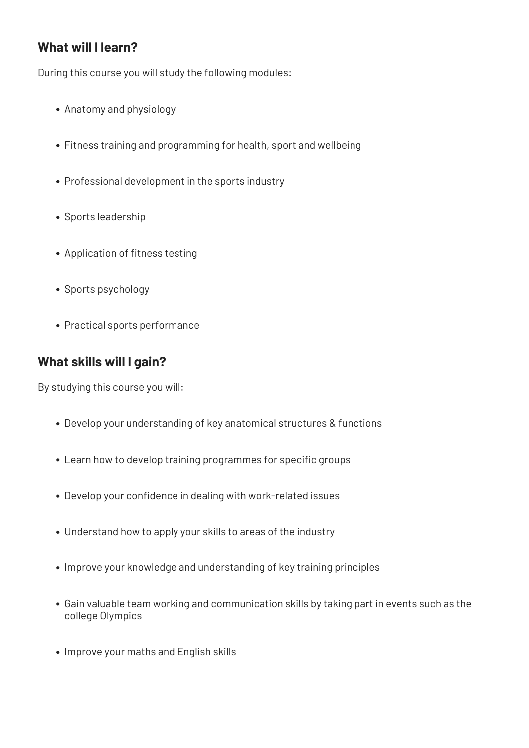## What will I learn?

During this course you will study the following modules:

- Anatomy and physiology
- Fitness training and programming for health, sport and wellbeing
- Professional development in the sports industry
- Sports leadership
- Application of fitness testing
- Sports psychology
- Practical sports performance

## What skills will I gain?

By studying this course you will:

- Develop your understanding of key anatomical structures & functions
- Learn how to develop training programmes for specific groups
- Develop your confidence in dealing with work-related issues
- Understand how to apply your skills to areas of the industry
- Improve your knowledge and understanding of key training principles
- Gain valuable team working and communication skills by taking part in events such as the college Olympics
- Improve your maths and English skills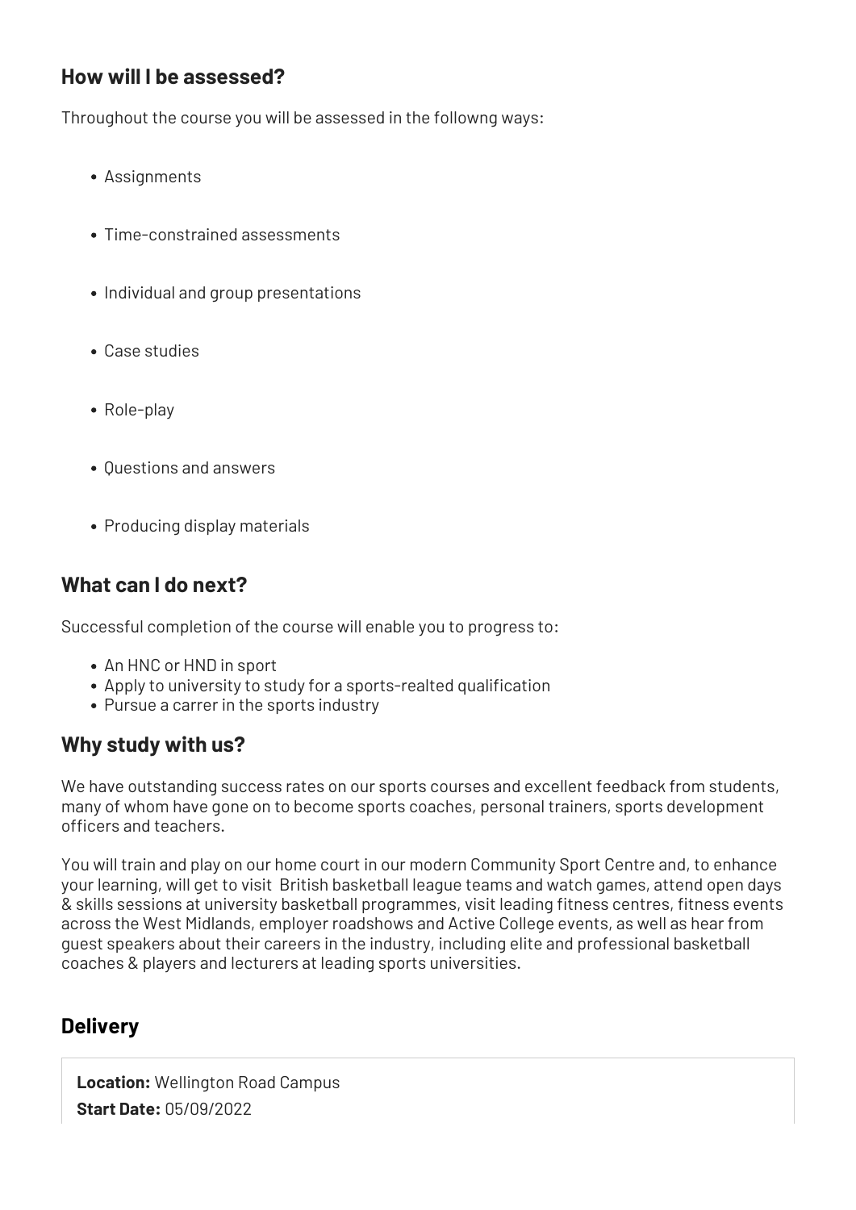## How will I be assessed?

Throughout the course you will be assessed in the followng ways:

- Assignments
- Time-constrained assessments
- Individual and group presentations
- Case studies
- Role-play
- Questions and answers
- Producing display materials

## What can I do next?

Successful completion of the course will enable you to progress to:

- An HNC or HND in sport
- Apply to university to study for a sports-realted qualification
- Pursue a carrer in the sports industry

## Why study with us?

We have outstanding success rates on our sports courses and excellent feedback from students, many of whom have gone on to become sports coaches, personal trainers, sports development officers and teachers.

You will train and play on our home court in our modern Community Sport Centre and, to enhance your learning, will get to visit British basketball league teams and watch games, attend open days & skills sessions at university basketball programmes, visit leading fitness centres, fitness events across the West Midlands, employer roadshows and Active College events, as well as hear from guest speakers about their careers in the industry, including elite and professional basketball coaches & players and lecturers at leading sports universities.

## Delivery

**Location:** Wellington Road Campus

**Start Date:** 05/09/2022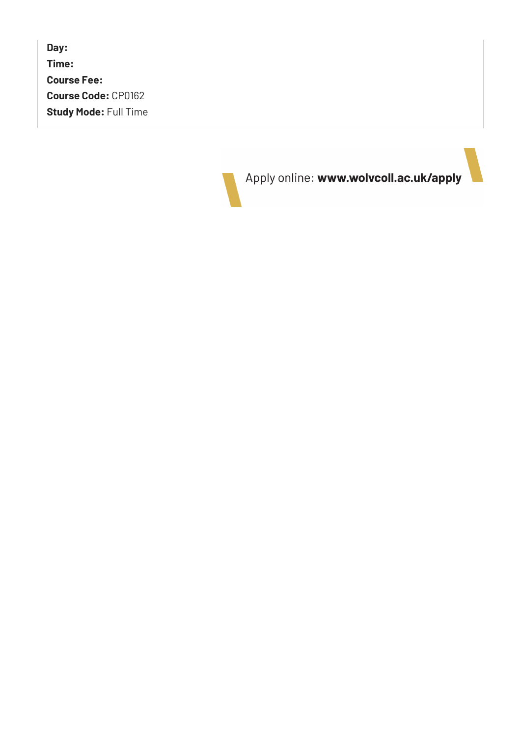**Day:**
**Time:**
**Course Fee:**
**Course Code:** CP0162
**Study Mode:** Full Time

Apply online: **www.wolvcoll.ac.uk/apply**